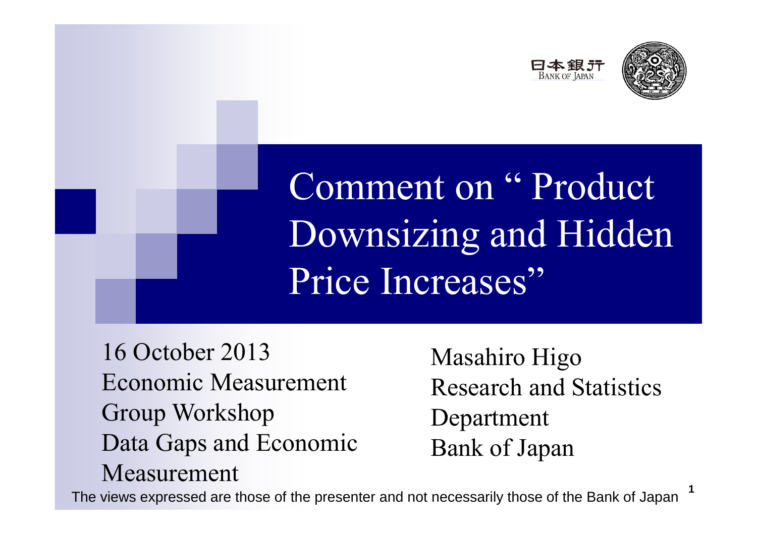日本銀行
BANK OF JAPAN

# Comment on " Product Downsizing and Hidden Price Increases"

16 October 2013
Economic Measurement Group Workshop
Data Gaps and Economic Measurement

Masahiro Higo
Research and Statistics Department
Bank of Japan

The views expressed are those of the presenter and not necessarily those of the Bank of Japan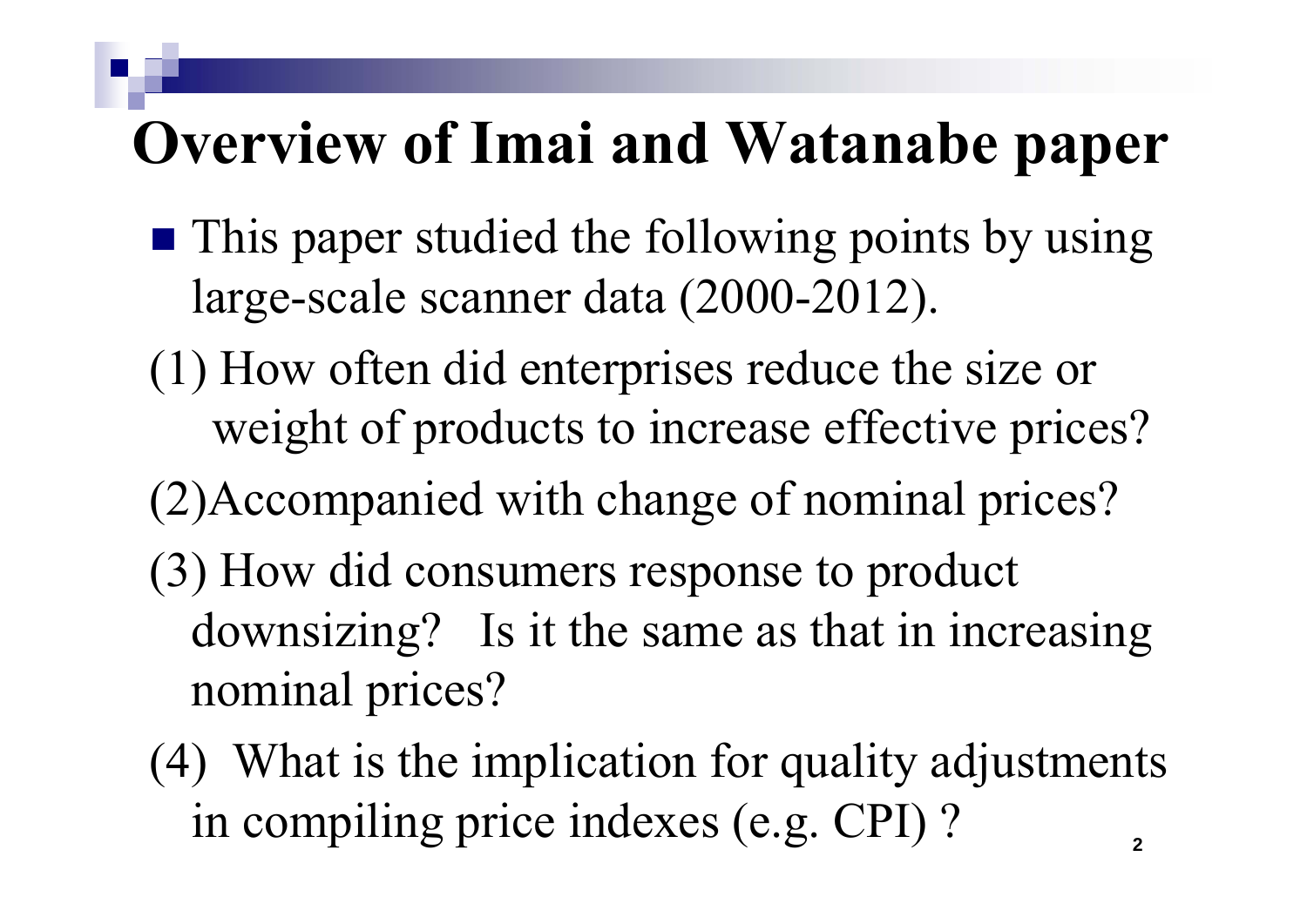# Overview of Imai and Watanabe paper

- This paper studied the following points by using large-scale scanner data (2000-2012).

(1) How often did enterprises reduce the size or weight of products to increase effective prices?

(2)Accompanied with change of nominal prices?

(3) How did consumers response to product downsizing? Is it the same as that in increasing nominal prices?

(4) What is the implication for quality adjustments in compiling price indexes (e.g. CPI) ?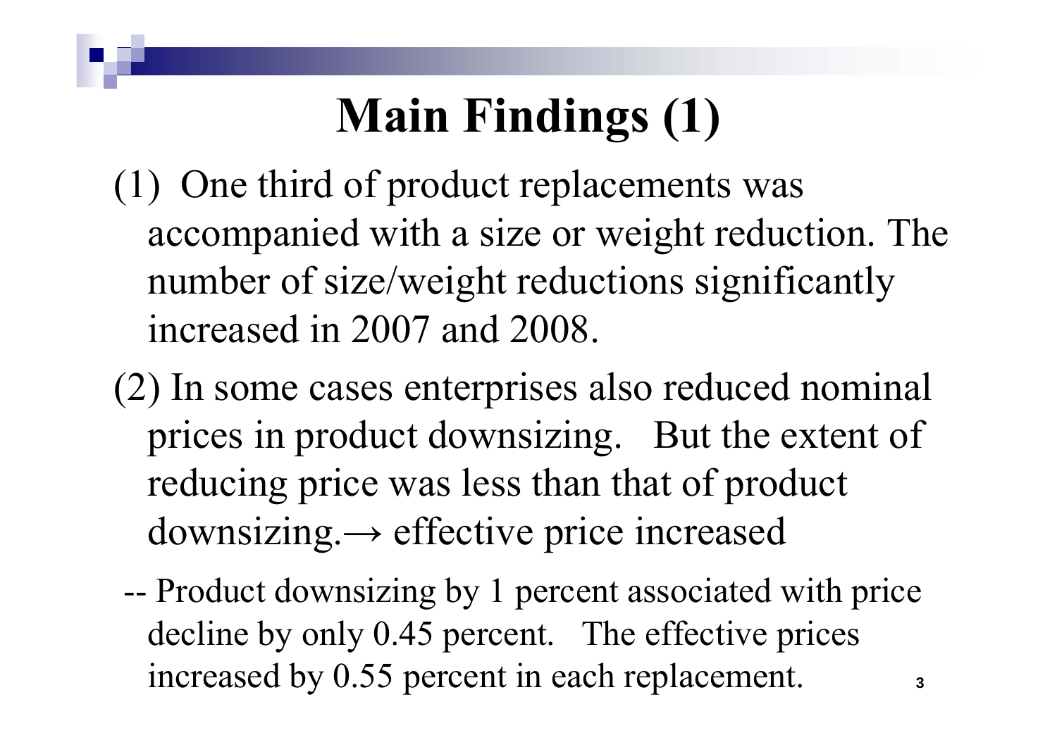# Main Findings (1)

(1) One third of product replacements was accompanied with a size or weight reduction. The number of size/weight reductions significantly increased in 2007 and 2008.

(2) In some cases enterprises also reduced nominal prices in product downsizing. But the extent of reducing price was less than that of product downsizing.→ effective price increased

-- Product downsizing by 1 percent associated with price decline by only 0.45 percent. The effective prices increased by 0.55 percent in each replacement.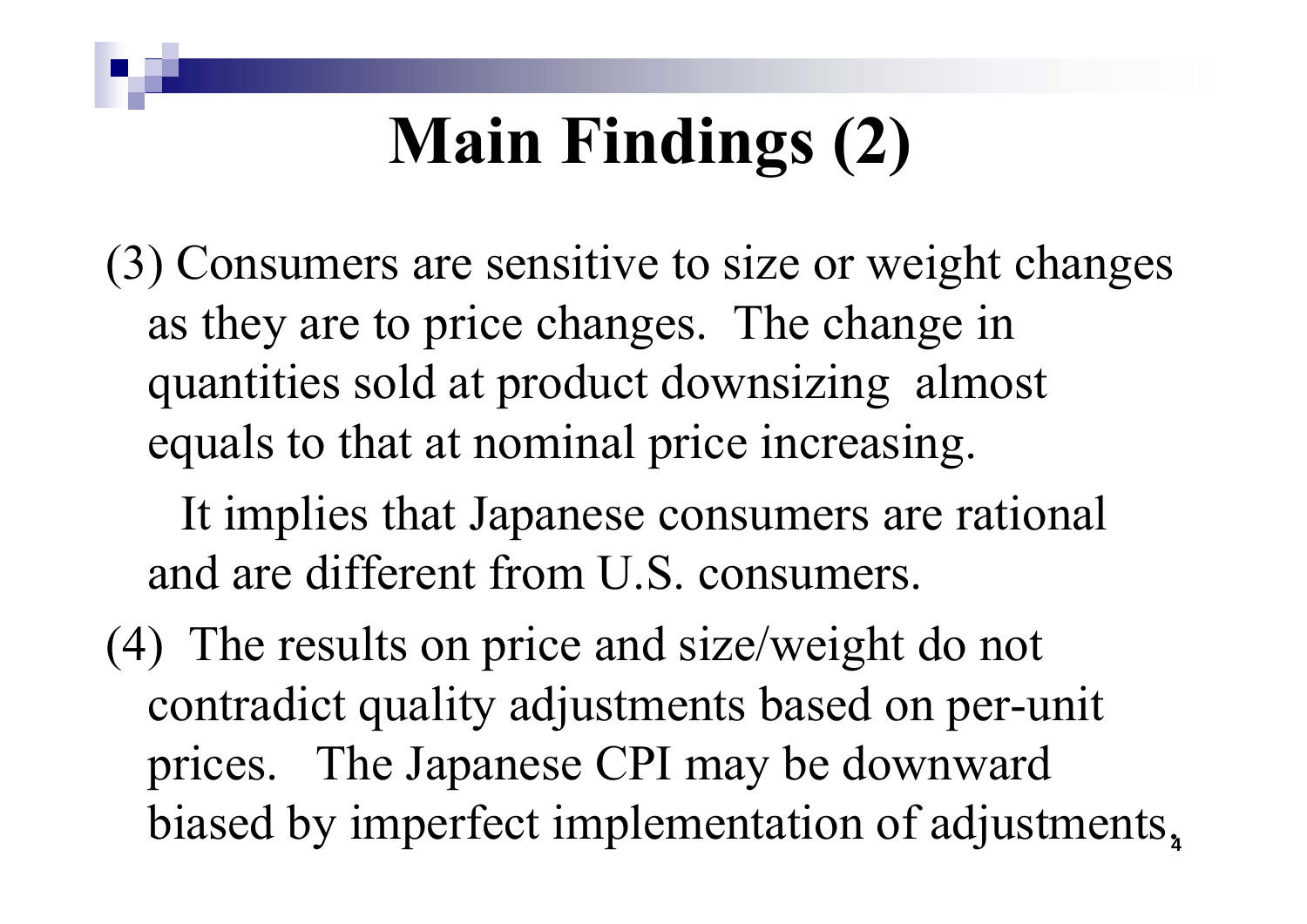# Main Findings (2)

(3) Consumers are sensitive to size or weight changes as they are to price changes. The change in quantities sold at product downsizing almost equals to that at nominal price increasing.

It implies that Japanese consumers are rational and are different from U.S. consumers.

(4) The results on price and size/weight do not contradict quality adjustments based on per-unit prices. The Japanese CPI may be downward biased by imperfect implementation of adjustments.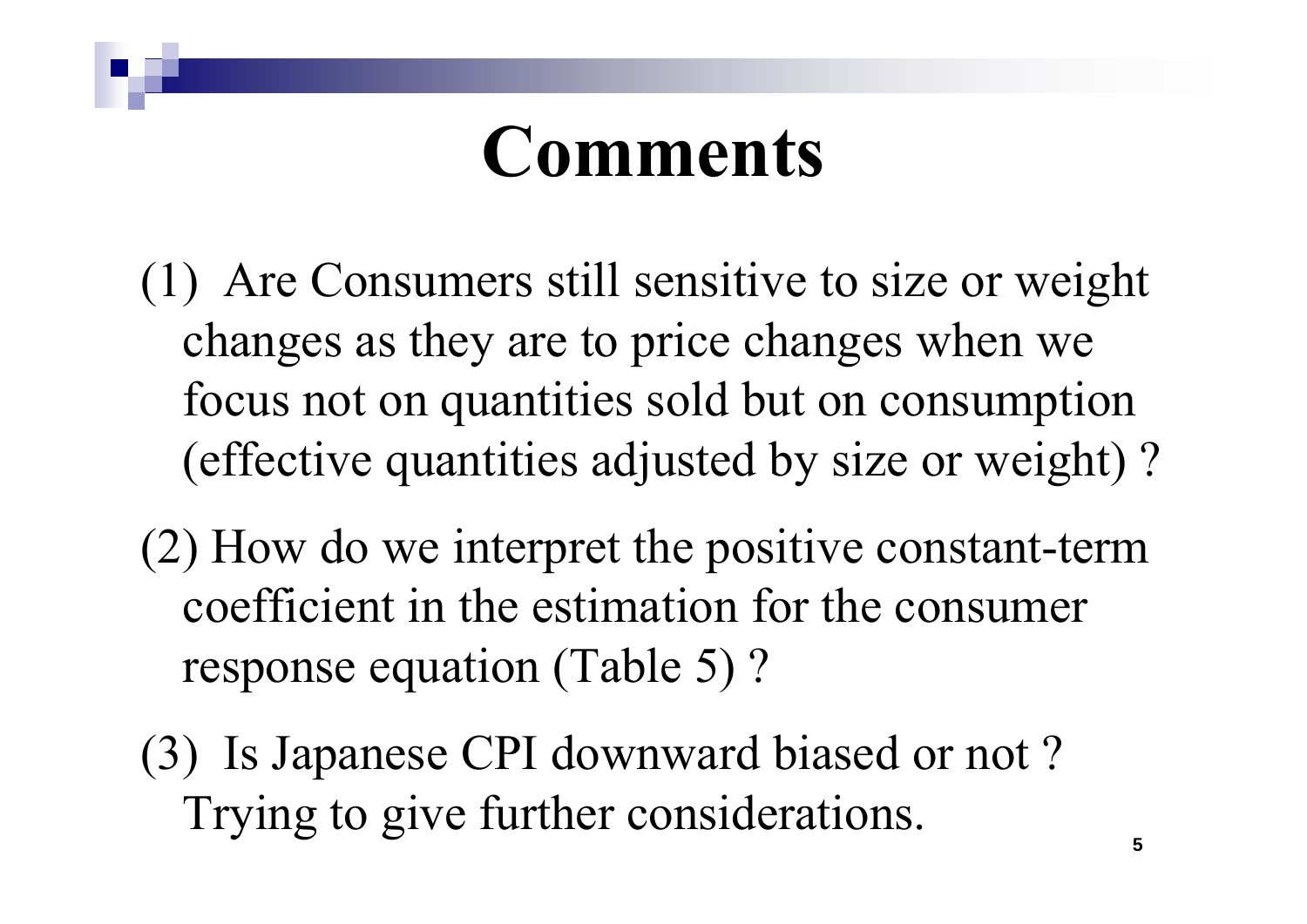# Comments

(1) Are Consumers still sensitive to size or weight changes as they are to price changes when we focus not on quantities sold but on consumption (effective quantities adjusted by size or weight) ?

(2) How do we interpret the positive constant-term coefficient in the estimation for the consumer response equation (Table 5) ?

(3) Is Japanese CPI downward biased or not ? Trying to give further considerations.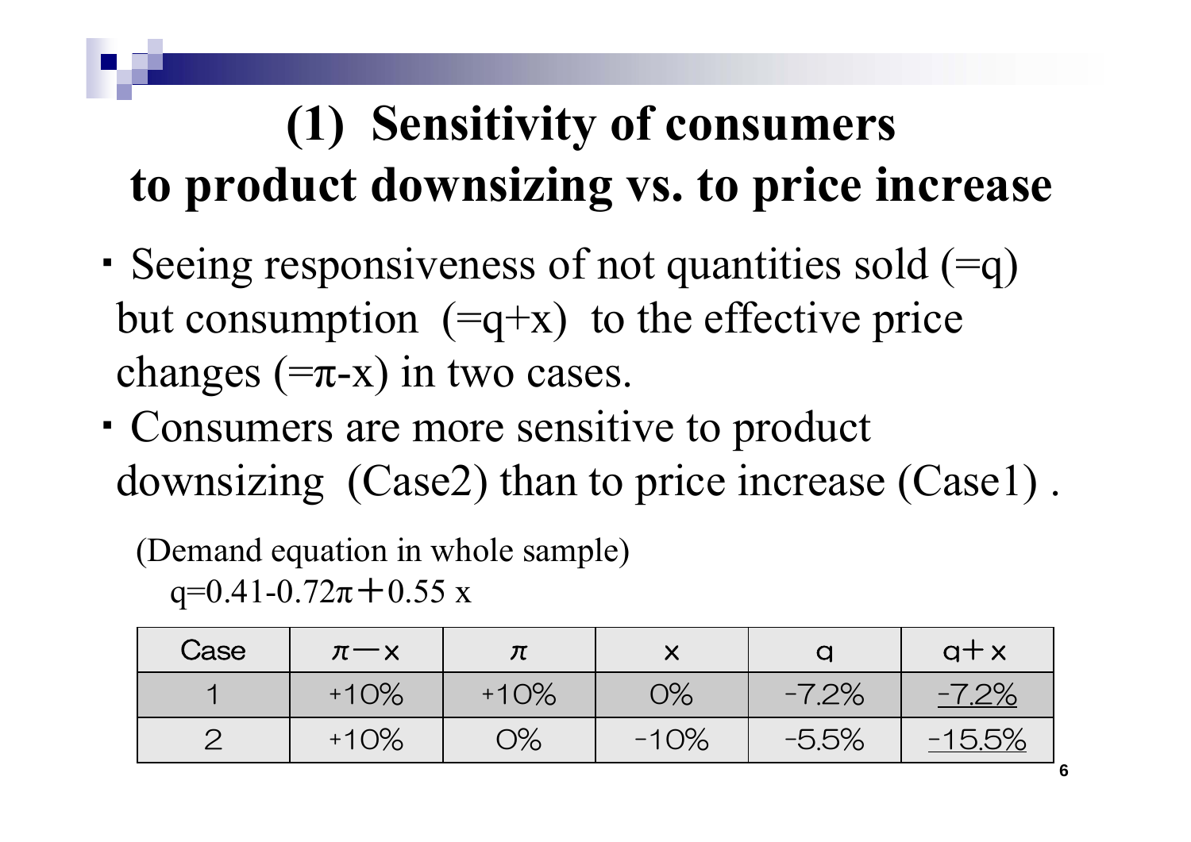# (1) Sensitivity of consumers to product downsizing vs. to price increase

- Seeing responsiveness of not quantities sold (=q) but consumption (=q+x) to the effective price changes (=$\pi$-x) in two cases.
- Consumers are more sensitive to product downsizing (Case2) than to price increase (Case1) .

(Demand equation in whole sample)

$q=0.41-0.72\pi+0.55x$

| Case | $\pi - x$ | $\pi$ | x | q | q+x |
|---|---|---|---|---|---|
| 1 | +10% | +10% | 0% | -7.2% | -7.2% |
| 2 | +10% | 0% | -10% | -5.5% | -15.5% |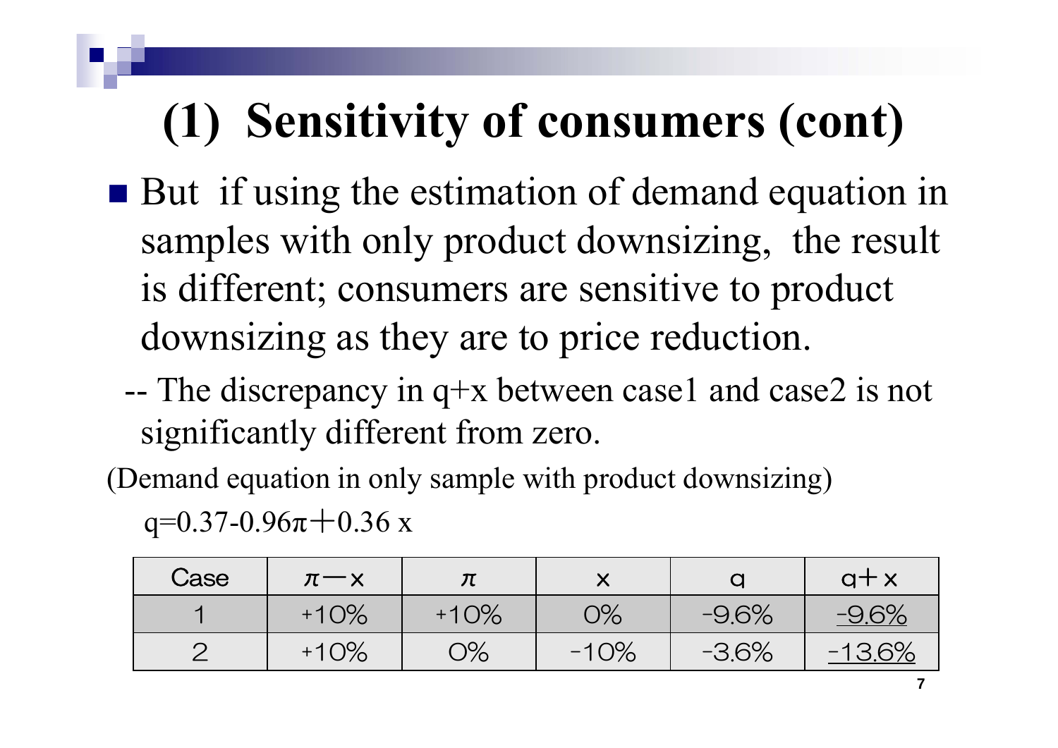# (1) Sensitivity of consumers (cont)

- But if using the estimation of demand equation in samples with only product downsizing, the result is different; consumers are sensitive to product downsizing as they are to price reduction.
  - -- The discrepancy in q+x between case1 and case2 is not significantly different from zero.

(Demand equation in only sample with product downsizing)

$$q=0.37-0.96\pi+0.36\,x$$

| Case | $\pi - x$ | $\pi$ | x | q | q+x |
|---|---|---|---|---|---|
| 1 | +10% | +10% | 0% | -9.6% | -9.6% |
| 2 | +10% | 0% | -10% | -3.6% | -13.6% |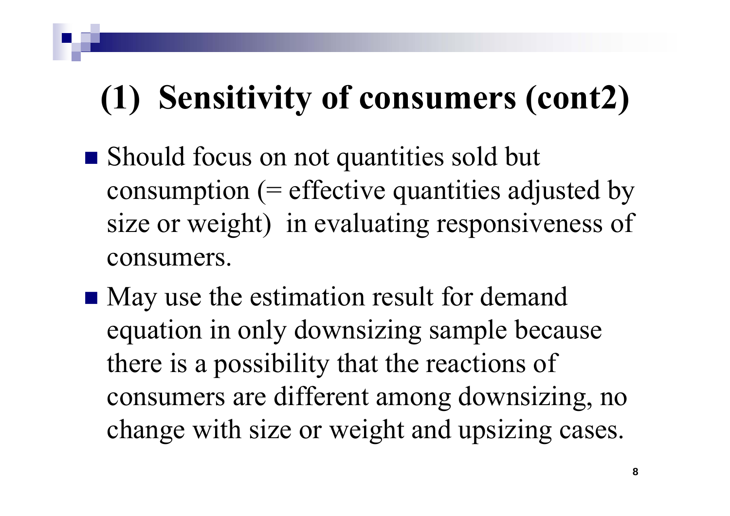# (1) Sensitivity of consumers (cont2)

- Should focus on not quantities sold but consumption (= effective quantities adjusted by size or weight) in evaluating responsiveness of consumers.
- May use the estimation result for demand equation in only downsizing sample because there is a possibility that the reactions of consumers are different among downsizing, no change with size or weight and upsizing cases.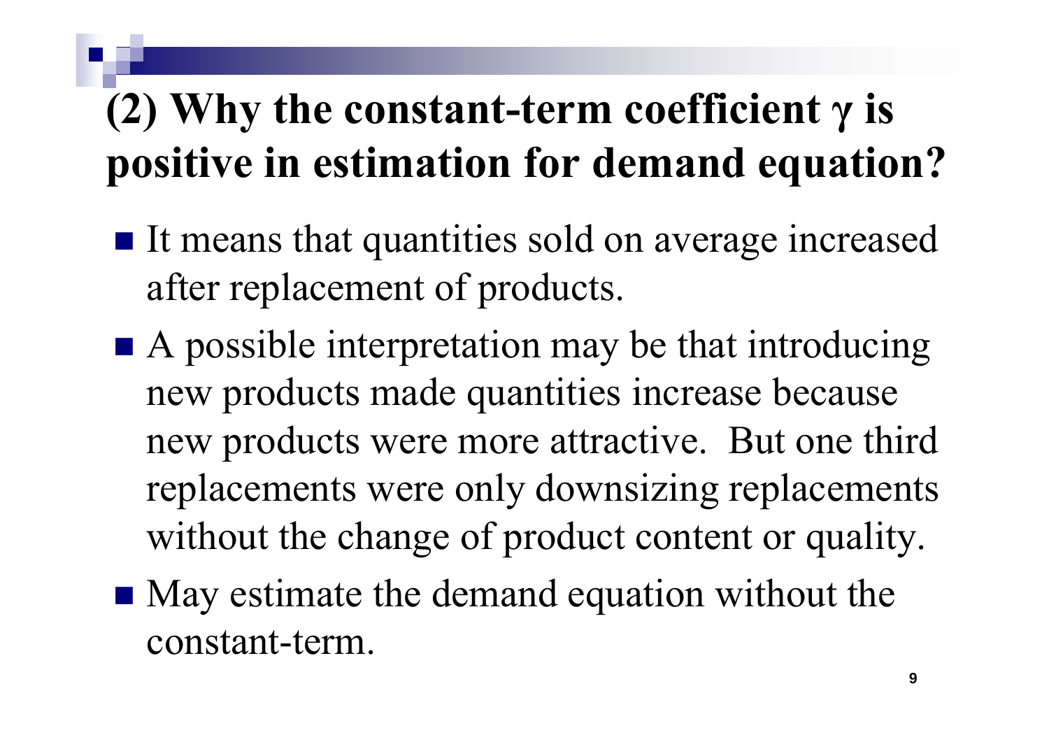# (2) Why the constant-term coefficient $\gamma$ is positive in estimation for demand equation?

- It means that quantities sold on average increased after replacement of products.
- A possible interpretation may be that introducing new products made quantities increase because new products were more attractive. But one third replacements were only downsizing replacements without the change of product content or quality.
- May estimate the demand equation without the constant-term.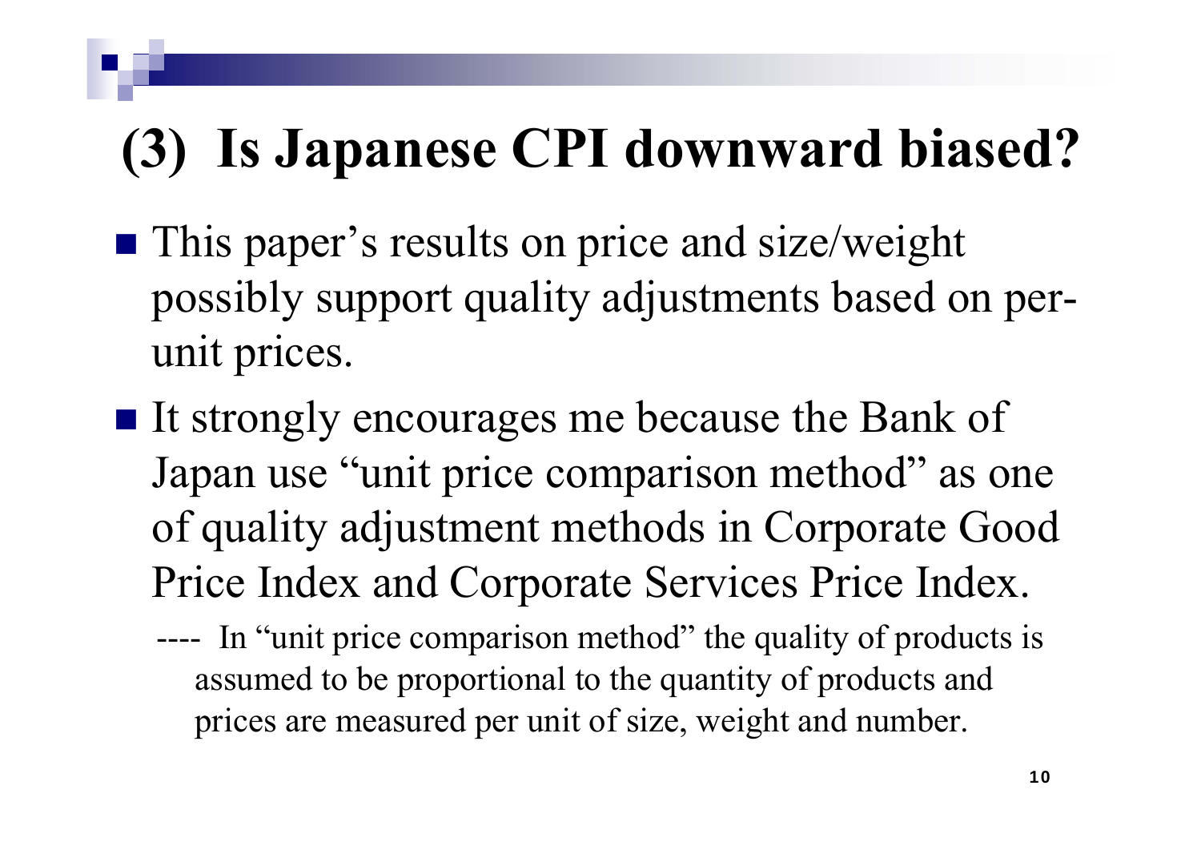# (3) Is Japanese CPI downward biased?

- This paper's results on price and size/weight possibly support quality adjustments based on per-unit prices.
- It strongly encourages me because the Bank of Japan use "unit price comparison method" as one of quality adjustment methods in Corporate Good Price Index and Corporate Services Price Index.
  - ---- In "unit price comparison method" the quality of products is assumed to be proportional to the quantity of products and prices are measured per unit of size, weight and number.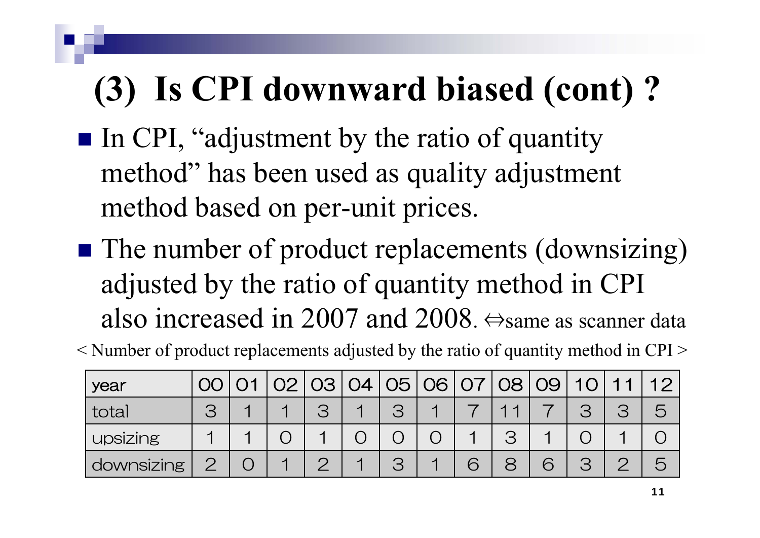# (3) Is CPI downward biased (cont) ?

- In CPI, "adjustment by the ratio of quantity method" has been used as quality adjustment method based on per-unit prices.
- The number of product replacements (downsizing) adjusted by the ratio of quantity method in CPI also increased in 2007 and 2008. ⇔same as scanner data

< Number of product replacements adjusted by the ratio of quantity method in CPI >

| year | 00 | 01 | 02 | 03 | 04 | 05 | 06 | 07 | 08 | 09 | 10 | 11 | 12 |
|---|---|---|---|---|---|---|---|---|---|---|---|---|---|
| total | 3 | 1 | 1 | 3 | 1 | 3 | 1 | 7 | 11 | 7 | 3 | 3 | 5 |
| upsizing | 1 | 1 | 0 | 1 | 0 | 0 | 0 | 1 | 3 | 1 | 0 | 1 | 0 |
| downsizing | 2 | 0 | 1 | 2 | 1 | 3 | 1 | 6 | 8 | 6 | 3 | 2 | 5 |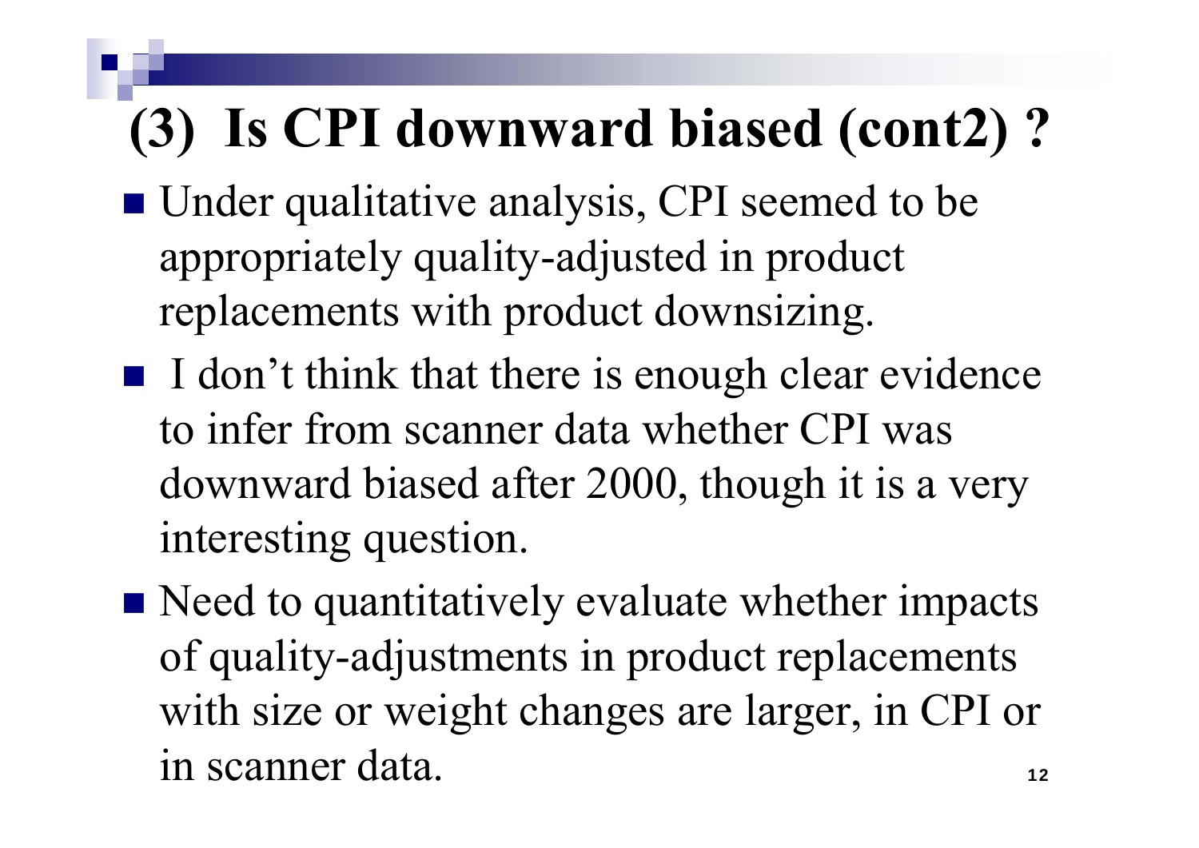# (3) Is CPI downward biased (cont2) ?

- Under qualitative analysis, CPI seemed to be appropriately quality-adjusted in product replacements with product downsizing.
- I don't think that there is enough clear evidence to infer from scanner data whether CPI was downward biased after 2000, though it is a very interesting question.
- Need to quantitatively evaluate whether impacts of quality-adjustments in product replacements with size or weight changes are larger, in CPI or in scanner data.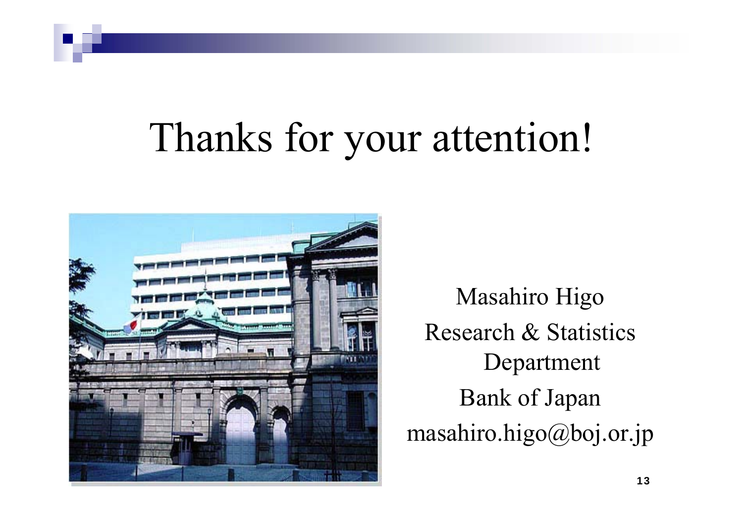# Thanks for your attention!

Masahiro Higo

Research & Statistics Department

Bank of Japan

masahiro.higo@boj.or.jp